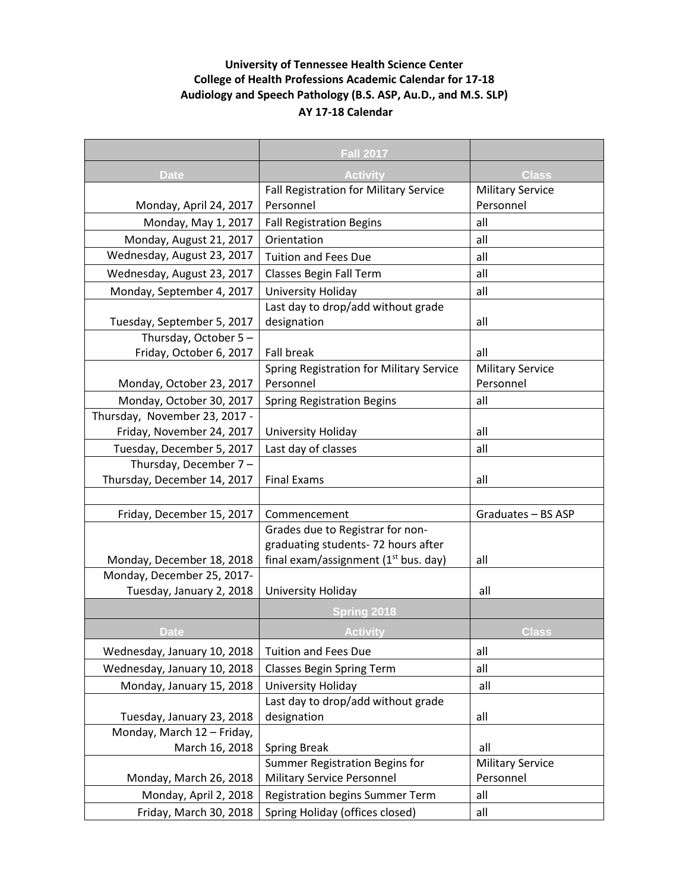**University of Tennessee Health Science Center**
**College of Health Professions Academic Calendar for 17-18**
**Audiology and Speech Pathology (B.S. ASP, Au.D., and M.S. SLP)**
**AY 17-18 Calendar**

| | Fall 2017 | |
|---|---|---|
| Date | Activity | Class |
| Monday, April 24, 2017 | Fall Registration for Military Service Personnel | Military Service Personnel |
| Monday, May 1, 2017 | Fall Registration Begins | all |
| Monday, August 21, 2017 | Orientation | all |
| Wednesday, August 23, 2017 | Tuition and Fees Due | all |
| Wednesday, August 23, 2017 | Classes Begin Fall Term | all |
| Monday, September 4, 2017 | University Holiday | all |
| Tuesday, September 5, 2017 | Last day to drop/add without grade designation | all |
| Thursday, October 5 – Friday, October 6, 2017 | Fall break | all |
| Monday, October 23, 2017 | Spring Registration for Military Service Personnel | Military Service Personnel |
| Monday, October 30, 2017 | Spring Registration Begins | all |
| Thursday, November 23, 2017 - Friday, November 24, 2017 | University Holiday | all |
| Tuesday, December 5, 2017 | Last day of classes | all |
| Thursday, December 7 – Thursday, December 14, 2017 | Final Exams | all |
| | | |
| Friday, December 15, 2017 | Commencement | Graduates – BS ASP |
| Monday, December 18, 2018 | Grades due to Registrar for non-graduating students- 72 hours after final exam/assignment (1st bus. day) | all |
| Monday, December 25, 2017- Tuesday, January 2, 2018 | University Holiday | all |
| | Spring 2018 | |
| Date | Activity | Class |
| Wednesday, January 10, 2018 | Tuition and Fees Due | all |
| Wednesday, January 10, 2018 | Classes Begin Spring Term | all |
| Monday, January 15, 2018 | University Holiday | all |
| Tuesday, January 23, 2018 | Last day to drop/add without grade designation | all |
| Monday, March 12 – Friday, March 16, 2018 | Spring Break | all |
| Monday, March 26, 2018 | Summer Registration Begins for Military Service Personnel | Military Service Personnel |
| Monday, April 2, 2018 | Registration begins Summer Term | all |
| Friday, March 30, 2018 | Spring Holiday (offices closed) | all |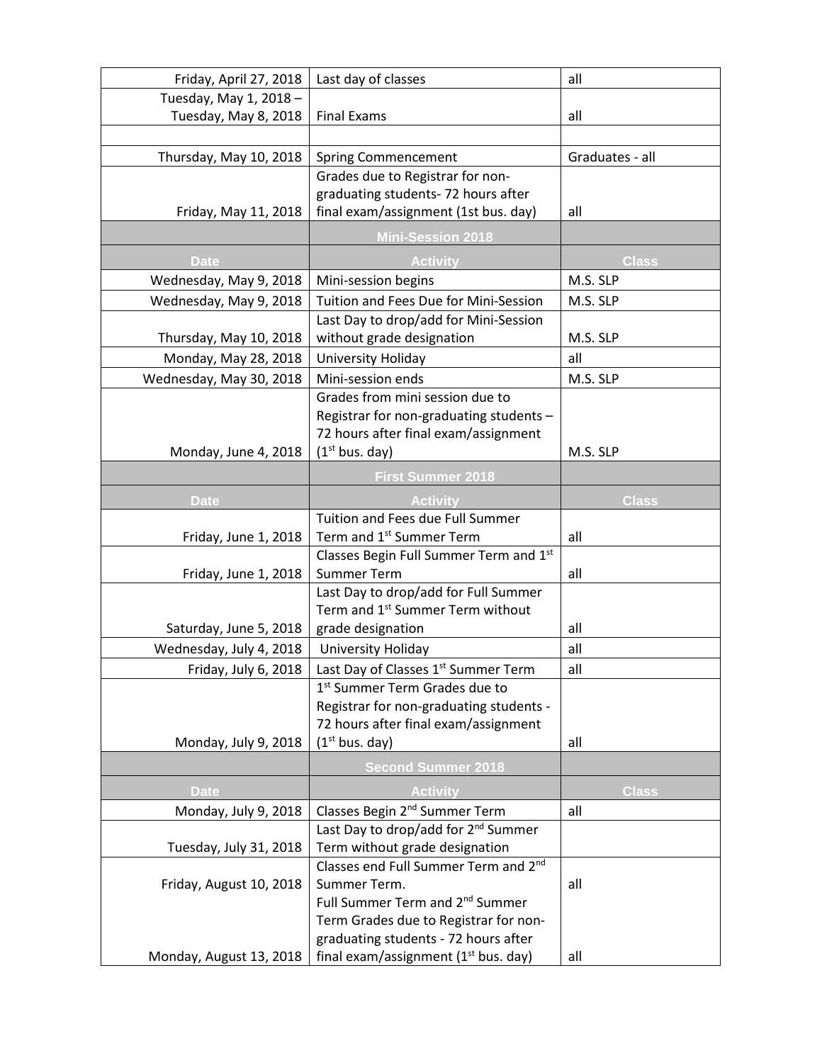| | | |
|---|---|---|
| Friday, April 27, 2018 | Last day of classes | all |
| Tuesday, May 1, 2018 – Tuesday, May 8, 2018 | Final Exams | all |
| | | |
| Thursday, May 10, 2018 | Spring Commencement | Graduates - all |
| Friday, May 11, 2018 | Grades due to Registrar for non-graduating students- 72 hours after final exam/assignment (1st bus. day) | all |
| | **Mini-Session 2018** | |
| **Date** | **Activity** | **Class** |
| Wednesday, May 9, 2018 | Mini-session begins | M.S. SLP |
| Wednesday, May 9, 2018 | Tuition and Fees Due for Mini-Session | M.S. SLP |
| Thursday, May 10, 2018 | Last Day to drop/add for Mini-Session without grade designation | M.S. SLP |
| Monday, May 28, 2018 | University Holiday | all |
| Wednesday, May 30, 2018 | Mini-session ends | M.S. SLP |
| Monday, June 4, 2018 | Grades from mini session due to Registrar for non-graduating students – 72 hours after final exam/assignment (1st bus. day) | M.S. SLP |
| | **First Summer 2018** | |
| **Date** | **Activity** | **Class** |
| Friday, June 1, 2018 | Tuition and Fees due Full Summer Term and 1st Summer Term | all |
| Friday, June 1, 2018 | Classes Begin Full Summer Term and 1st Summer Term | all |
| Saturday, June 5, 2018 | Last Day to drop/add for Full Summer Term and 1st Summer Term without grade designation | all |
| Wednesday, July 4, 2018 | University Holiday | all |
| Friday, July 6, 2018 | Last Day of Classes 1st Summer Term | all |
| Monday, July 9, 2018 | 1st Summer Term Grades due to Registrar for non-graduating students - 72 hours after final exam/assignment (1st bus. day) | all |
| | **Second Summer 2018** | |
| **Date** | **Activity** | **Class** |
| Monday, July 9, 2018 | Classes Begin 2nd Summer Term | all |
| Tuesday, July 31, 2018 | Last Day to drop/add for 2nd Summer Term without grade designation | |
| Friday, August 10, 2018 | Classes end Full Summer Term and 2nd Summer Term. | all |
| Monday, August 13, 2018 | Full Summer Term and 2nd Summer Term Grades due to Registrar for non-graduating students - 72 hours after final exam/assignment (1st bus. day) | all |